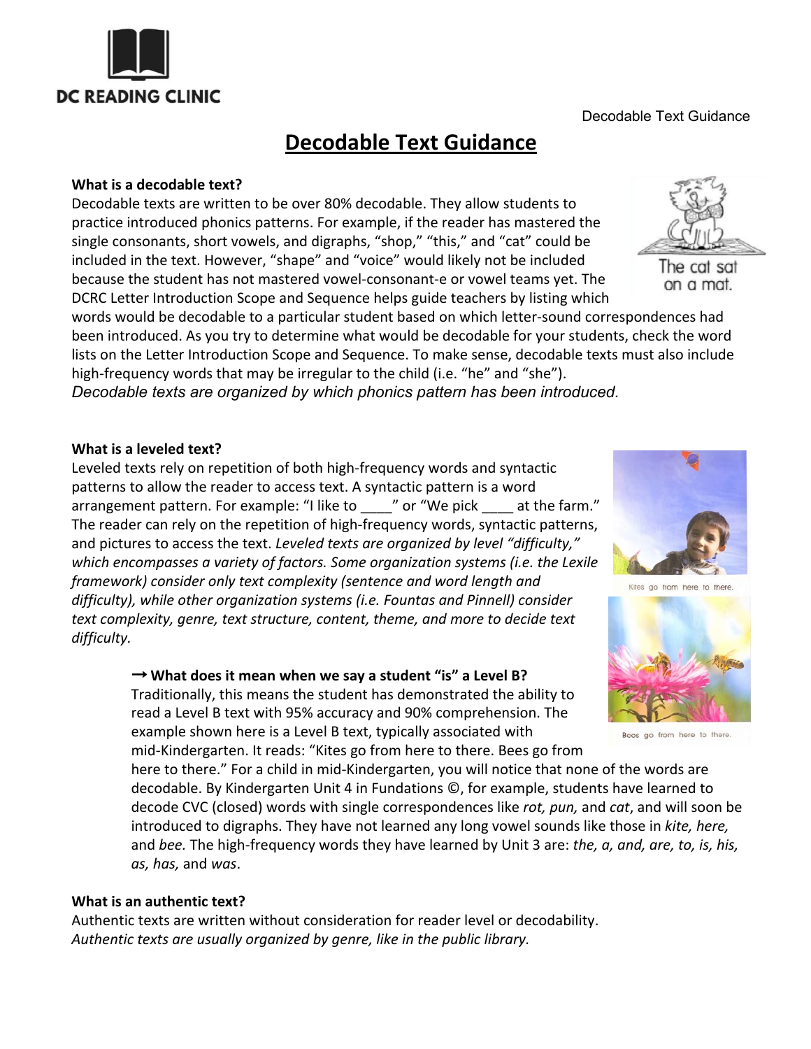DC READING CLINIC

# Decodable Text Guidance

**What is a decodable text?**

Decodable texts are written to be over 80% decodable. They allow students to practice introduced phonics patterns. For example, if the reader has mastered the single consonants, short vowels, and digraphs, "shop," "this," and "cat" could be included in the text. However, "shape" and "voice" would likely not be included because the student has not mastered vowel-consonant-e or vowel teams yet. The DCRC Letter Introduction Scope and Sequence helps guide teachers by listing which words would be decodable to a particular student based on which letter-sound correspondences had been introduced. As you try to determine what would be decodable for your students, check the word lists on the Letter Introduction Scope and Sequence. To make sense, decodable texts must also include high-frequency words that may be irregular to the child (i.e. "he" and "she").

*Decodable texts are organized by which phonics pattern has been introduced.*

The cat sat on a mat.

**What is a leveled text?**

Leveled texts rely on repetition of both high-frequency words and syntactic patterns to allow the reader to access text. A syntactic pattern is a word arrangement pattern. For example: "I like to ____" or "We pick ____ at the farm." The reader can rely on the repetition of high-frequency words, syntactic patterns, and pictures to access the text. *Leveled texts are organized by level "difficulty," which encompasses a variety of factors. Some organization systems (i.e. the Lexile framework) consider only text complexity (sentence and word length and difficulty), while other organization systems (i.e. Fountas and Pinnell) consider text complexity, genre, text structure, content, theme, and more to decide text difficulty.*

→ **What does it mean when we say a student "is" a Level B?**

Traditionally, this means the student has demonstrated the ability to read a Level B text with 95% accuracy and 90% comprehension. The example shown here is a Level B text, typically associated with mid-Kindergarten. It reads: "Kites go from here to there. Bees go from here to there." For a child in mid-Kindergarten, you will notice that none of the words are decodable. By Kindergarten Unit 4 in Fundations ©, for example, students have learned to decode CVC (closed) words with single correspondences like *rot, pun,* and *cat*, and will soon be introduced to digraphs. They have not learned any long vowel sounds like those in *kite, here,* and *bee.* The high-frequency words they have learned by Unit 3 are: *the, a, and, are, to, is, his, as, has,* and *was*.

Kites go from here to there.

Bees go from here to there.

**What is an authentic text?**

Authentic texts are written without consideration for reader level or decodability. *Authentic texts are usually organized by genre, like in the public library.*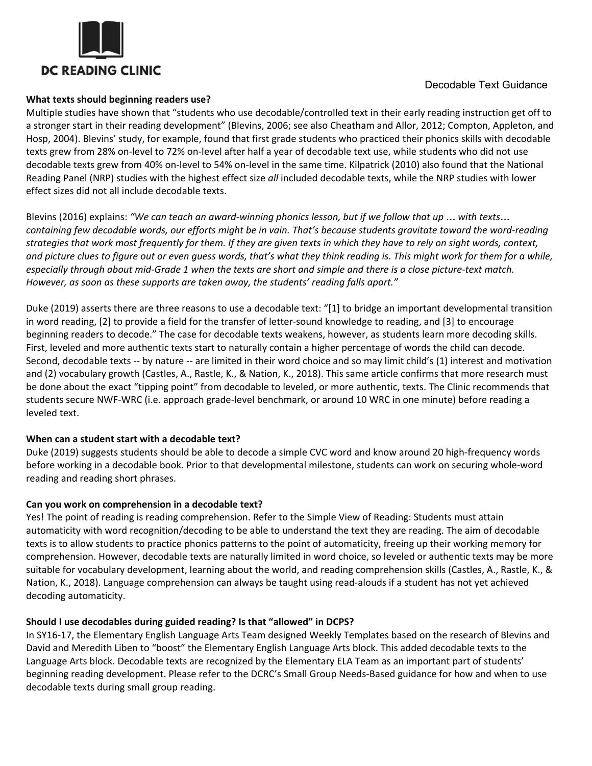DC READING CLINIC

Decodable Text Guidance

**What texts should beginning readers use?**

Multiple studies have shown that "students who use decodable/controlled text in their early reading instruction get off to a stronger start in their reading development" (Blevins, 2006; see also Cheatham and Allor, 2012; Compton, Appleton, and Hosp, 2004). Blevins' study, for example, found that first grade students who practiced their phonics skills with decodable texts grew from 28% on-level to 72% on-level after half a year of decodable text use, while students who did not use decodable texts grew from 40% on-level to 54% on-level in the same time. Kilpatrick (2010) also found that the National Reading Panel (NRP) studies with the highest effect size *all* included decodable texts, while the NRP studies with lower effect sizes did not all include decodable texts.

Blevins (2016) explains: *"We can teach an award-winning phonics lesson, but if we follow that up … with texts… containing few decodable words, our efforts might be in vain. That's because students gravitate toward the word-reading strategies that work most frequently for them. If they are given texts in which they have to rely on sight words, context, and picture clues to figure out or even guess words, that's what they think reading is. This might work for them for a while, especially through about mid-Grade 1 when the texts are short and simple and there is a close picture-text match. However, as soon as these supports are taken away, the students' reading falls apart."*

Duke (2019) asserts there are three reasons to use a decodable text: "[1] to bridge an important developmental transition in word reading, [2] to provide a field for the transfer of letter-sound knowledge to reading, and [3] to encourage beginning readers to decode." The case for decodable texts weakens, however, as students learn more decoding skills. First, leveled and more authentic texts start to naturally contain a higher percentage of words the child can decode. Second, decodable texts -- by nature -- are limited in their word choice and so may limit child's (1) interest and motivation and (2) vocabulary growth (Castles, A., Rastle, K., & Nation, K., 2018). This same article confirms that more research must be done about the exact "tipping point" from decodable to leveled, or more authentic, texts. The Clinic recommends that students secure NWF-WRC (i.e. approach grade-level benchmark, or around 10 WRC in one minute) before reading a leveled text.

**When can a student start with a decodable text?**

Duke (2019) suggests students should be able to decode a simple CVC word and know around 20 high-frequency words before working in a decodable book. Prior to that developmental milestone, students can work on securing whole-word reading and reading short phrases.

**Can you work on comprehension in a decodable text?**

Yes! The point of reading is reading comprehension. Refer to the Simple View of Reading: Students must attain automaticity with word recognition/decoding to be able to understand the text they are reading. The aim of decodable texts is to allow students to practice phonics patterns to the point of automaticity, freeing up their working memory for comprehension. However, decodable texts are naturally limited in word choice, so leveled or authentic texts may be more suitable for vocabulary development, learning about the world, and reading comprehension skills (Castles, A., Rastle, K., & Nation, K., 2018). Language comprehension can always be taught using read-alouds if a student has not yet achieved decoding automaticity.

**Should I use decodables during guided reading? Is that "allowed" in DCPS?**

In SY16-17, the Elementary English Language Arts Team designed Weekly Templates based on the research of Blevins and David and Meredith Liben to "boost" the Elementary English Language Arts block. This added decodable texts to the Language Arts block. Decodable texts are recognized by the Elementary ELA Team as an important part of students' beginning reading development. Please refer to the DCRC's Small Group Needs-Based guidance for how and when to use decodable texts during small group reading.